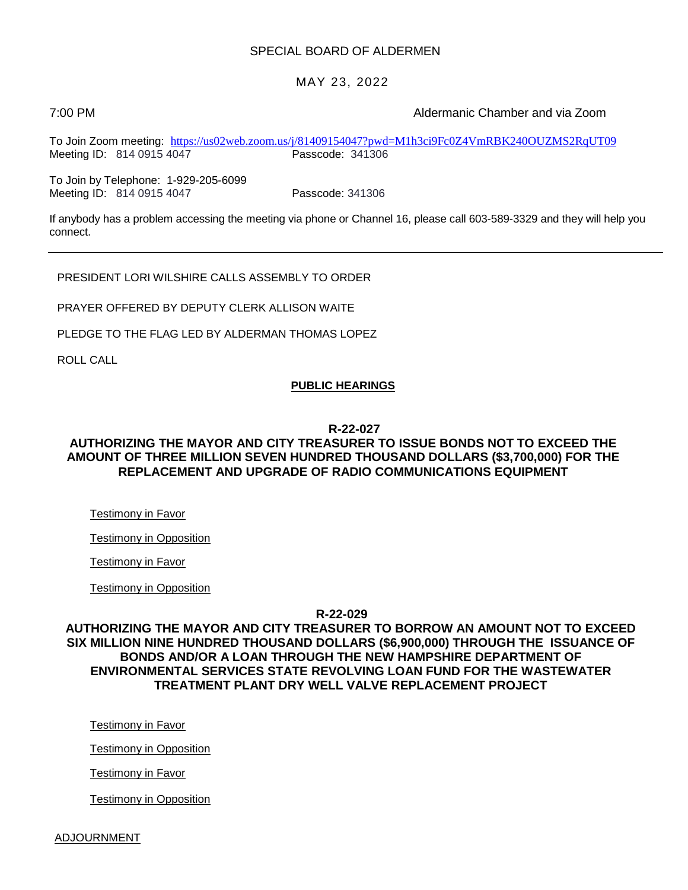# SPECIAL BOARD OF ALDERMEN

MAY 23, 2022

7:00 PM Aldermanic Chamber and via Zoom

To Join Zoom meeting: https://us02web.zoom.us/j/81409154047?pwd=M1h3ci9Fc0Z4VmRBK240OUZMS2RqUT09
Meeting ID: 814 0915 4047 Passcode: 341306

To Join by Telephone: 1-929-205-6099
Meeting ID: 814 0915 4047 Passcode: 341306

If anybody has a problem accessing the meeting via phone or Channel 16, please call 603-589-3329 and they will help you connect.

---

PRESIDENT LORI WILSHIRE CALLS ASSEMBLY TO ORDER

PRAYER OFFERED BY DEPUTY CLERK ALLISON WAITE

PLEDGE TO THE FLAG LED BY ALDERMAN THOMAS LOPEZ

ROLL CALL

## PUBLIC HEARINGS

### R-22-027

### AUTHORIZING THE MAYOR AND CITY TREASURER TO ISSUE BONDS NOT TO EXCEED THE AMOUNT OF THREE MILLION SEVEN HUNDRED THOUSAND DOLLARS ($3,700,000) FOR THE REPLACEMENT AND UPGRADE OF RADIO COMMUNICATIONS EQUIPMENT

Testimony in Favor

Testimony in Opposition

Testimony in Favor

Testimony in Opposition

### R-22-029

### AUTHORIZING THE MAYOR AND CITY TREASURER TO BORROW AN AMOUNT NOT TO EXCEED SIX MILLION NINE HUNDRED THOUSAND DOLLARS ($6,900,000) THROUGH THE ISSUANCE OF BONDS AND/OR A LOAN THROUGH THE NEW HAMPSHIRE DEPARTMENT OF ENVIRONMENTAL SERVICES STATE REVOLVING LOAN FUND FOR THE WASTEWATER TREATMENT PLANT DRY WELL VALVE REPLACEMENT PROJECT

Testimony in Favor

Testimony in Opposition

Testimony in Favor

Testimony in Opposition

ADJOURNMENT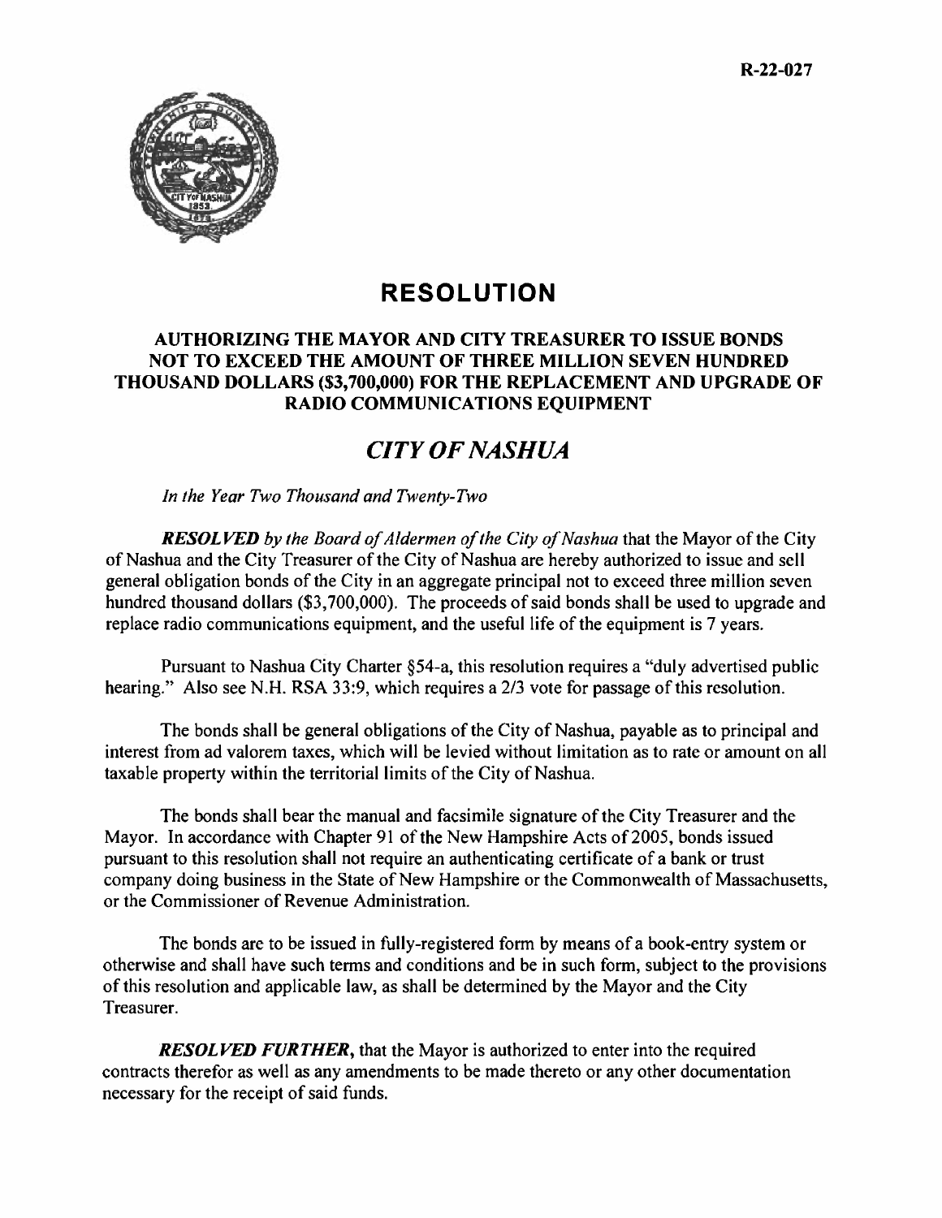R-22-027

# RESOLUTION

## AUTHORIZING THE MAYOR AND CITY TREASURER TO ISSUE BONDS NOT TO EXCEED THE AMOUNT OF THREE MILLION SEVEN HUNDRED THOUSAND DOLLARS ($3,700,000) FOR THE REPLACEMENT AND UPGRADE OF RADIO COMMUNICATIONS EQUIPMENT

## *CITY OF NASHUA*

*In the Year Two Thousand and Twenty-Two*

***RESOLVED** by the Board of Aldermen of the City of Nashua* that the Mayor of the City of Nashua and the City Treasurer of the City of Nashua are hereby authorized to issue and sell general obligation bonds of the City in an aggregate principal not to exceed three million seven hundred thousand dollars ($3,700,000). The proceeds of said bonds shall be used to upgrade and replace radio communications equipment, and the useful life of the equipment is 7 years.

Pursuant to Nashua City Charter §54-a, this resolution requires a "duly advertised public hearing." Also see N.H. RSA 33:9, which requires a 2/3 vote for passage of this resolution.

The bonds shall be general obligations of the City of Nashua, payable as to principal and interest from ad valorem taxes, which will be levied without limitation as to rate or amount on all taxable property within the territorial limits of the City of Nashua.

The bonds shall bear the manual and facsimile signature of the City Treasurer and the Mayor. In accordance with Chapter 91 of the New Hampshire Acts of 2005, bonds issued pursuant to this resolution shall not require an authenticating certificate of a bank or trust company doing business in the State of New Hampshire or the Commonwealth of Massachusetts, or the Commissioner of Revenue Administration.

The bonds are to be issued in fully-registered form by means of a book-entry system or otherwise and shall have such terms and conditions and be in such form, subject to the provisions of this resolution and applicable law, as shall be determined by the Mayor and the City Treasurer.

***RESOLVED FURTHER,*** that the Mayor is authorized to enter into the required contracts therefor as well as any amendments to be made thereto or any other documentation necessary for the receipt of said funds.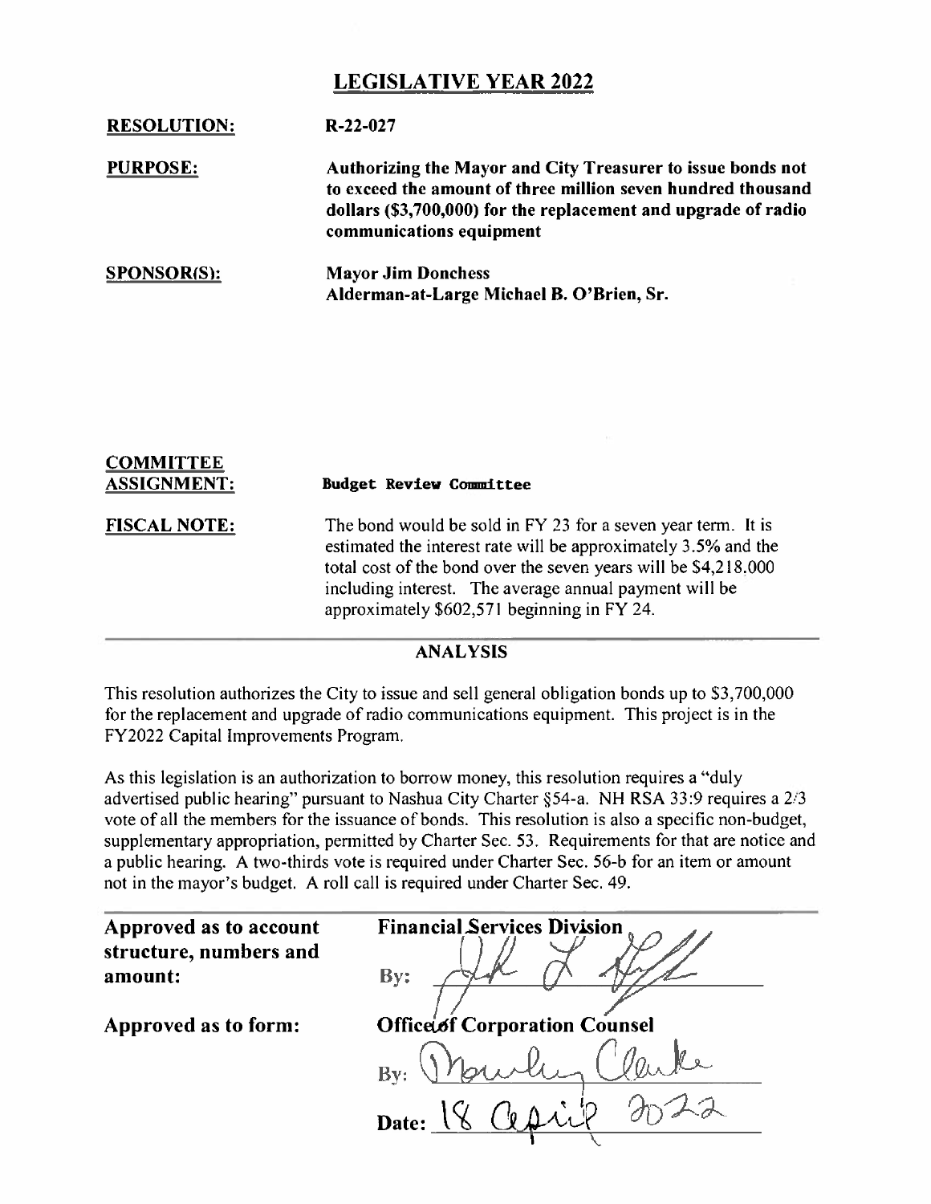# LEGISLATIVE YEAR 2022

**RESOLUTION:** R-22-027

**PURPOSE:** **Authorizing the Mayor and City Treasurer to issue bonds not to exceed the amount of three million seven hundred thousand dollars ($3,700,000) for the replacement and upgrade of radio communications equipment**

**SPONSOR(S):** **Mayor Jim Donchess**
**Alderman-at-Large Michael B. O'Brien, Sr.**

**COMMITTEE ASSIGNMENT:** **Budget Review Committee**

**FISCAL NOTE:** The bond would be sold in FY 23 for a seven year term. It is estimated the interest rate will be approximately 3.5% and the total cost of the bond over the seven years will be $4,218,000 including interest. The average annual payment will be approximately $602,571 beginning in FY 24.

## ANALYSIS

This resolution authorizes the City to issue and sell general obligation bonds up to $3,700,000 for the replacement and upgrade of radio communications equipment. This project is in the FY2022 Capital Improvements Program.

As this legislation is an authorization to borrow money, this resolution requires a "duly advertised public hearing" pursuant to Nashua City Charter §54-a. NH RSA 33:9 requires a 2/3 vote of all the members for the issuance of bonds. This resolution is also a specific non-budget, supplementary appropriation, permitted by Charter Sec. 53. Requirements for that are notice and a public hearing. A two-thirds vote is required under Charter Sec. 56-b for an item or amount not in the mayor's budget. A roll call is required under Charter Sec. 49.

**Approved as to account structure, numbers and amount:** **Financial Services Division**
**By:** [signature]

**Approved as to form:** **Office of Corporation Counsel**
**By:** [signature]
**Date:** 18 April 2022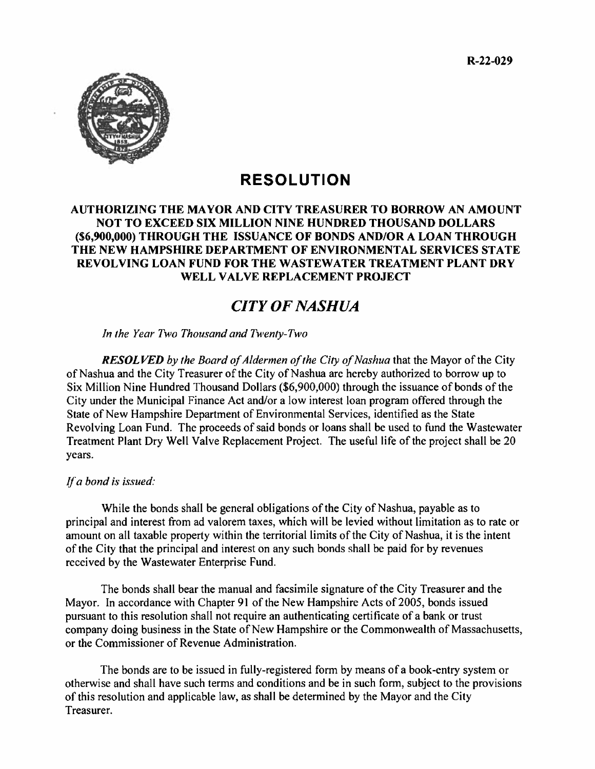R-22-029

# RESOLUTION

## AUTHORIZING THE MAYOR AND CITY TREASURER TO BORROW AN AMOUNT NOT TO EXCEED SIX MILLION NINE HUNDRED THOUSAND DOLLARS ($6,900,000) THROUGH THE ISSUANCE OF BONDS AND/OR A LOAN THROUGH THE NEW HAMPSHIRE DEPARTMENT OF ENVIRONMENTAL SERVICES STATE REVOLVING LOAN FUND FOR THE WASTEWATER TREATMENT PLANT DRY WELL VALVE REPLACEMENT PROJECT

## *CITY OF NASHUA*

*In the Year Two Thousand and Twenty-Two*

***RESOLVED** by the Board of Aldermen of the City of Nashua* that the Mayor of the City of Nashua and the City Treasurer of the City of Nashua are hereby authorized to borrow up to Six Million Nine Hundred Thousand Dollars ($6,900,000) through the issuance of bonds of the City under the Municipal Finance Act and/or a low interest loan program offered through the State of New Hampshire Department of Environmental Services, identified as the State Revolving Loan Fund. The proceeds of said bonds or loans shall be used to fund the Wastewater Treatment Plant Dry Well Valve Replacement Project. The useful life of the project shall be 20 years.

*If a bond is issued:*

While the bonds shall be general obligations of the City of Nashua, payable as to principal and interest from ad valorem taxes, which will be levied without limitation as to rate or amount on all taxable property within the territorial limits of the City of Nashua, it is the intent of the City that the principal and interest on any such bonds shall be paid for by revenues received by the Wastewater Enterprise Fund.

The bonds shall bear the manual and facsimile signature of the City Treasurer and the Mayor. In accordance with Chapter 91 of the New Hampshire Acts of 2005, bonds issued pursuant to this resolution shall not require an authenticating certificate of a bank or trust company doing business in the State of New Hampshire or the Commonwealth of Massachusetts, or the Commissioner of Revenue Administration.

The bonds are to be issued in fully-registered form by means of a book-entry system or otherwise and shall have such terms and conditions and be in such form, subject to the provisions of this resolution and applicable law, as shall be determined by the Mayor and the City Treasurer.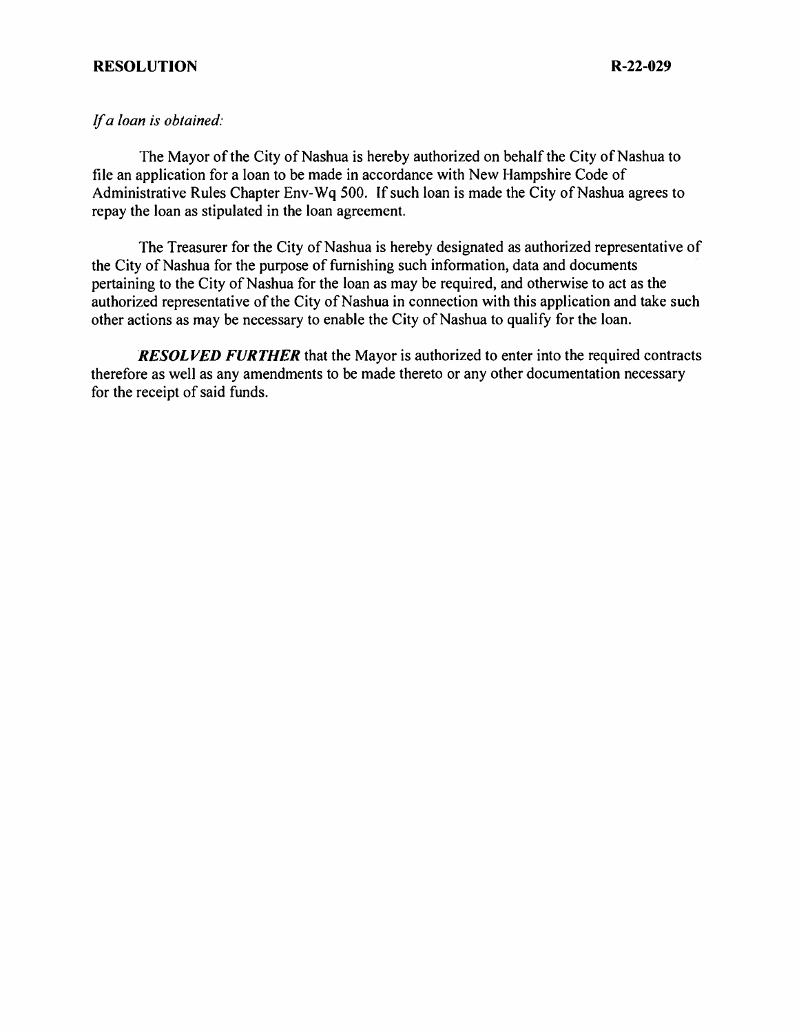*If a loan is obtained:*

The Mayor of the City of Nashua is hereby authorized on behalf the City of Nashua to file an application for a loan to be made in accordance with New Hampshire Code of Administrative Rules Chapter Env-Wq 500. If such loan is made the City of Nashua agrees to repay the loan as stipulated in the loan agreement.

The Treasurer for the City of Nashua is hereby designated as authorized representative of the City of Nashua for the purpose of furnishing such information, data and documents pertaining to the City of Nashua for the loan as may be required, and otherwise to act as the authorized representative of the City of Nashua in connection with this application and take such other actions as may be necessary to enable the City of Nashua to qualify for the loan.

***RESOLVED FURTHER*** that the Mayor is authorized to enter into the required contracts therefore as well as any amendments to be made thereto or any other documentation necessary for the receipt of said funds.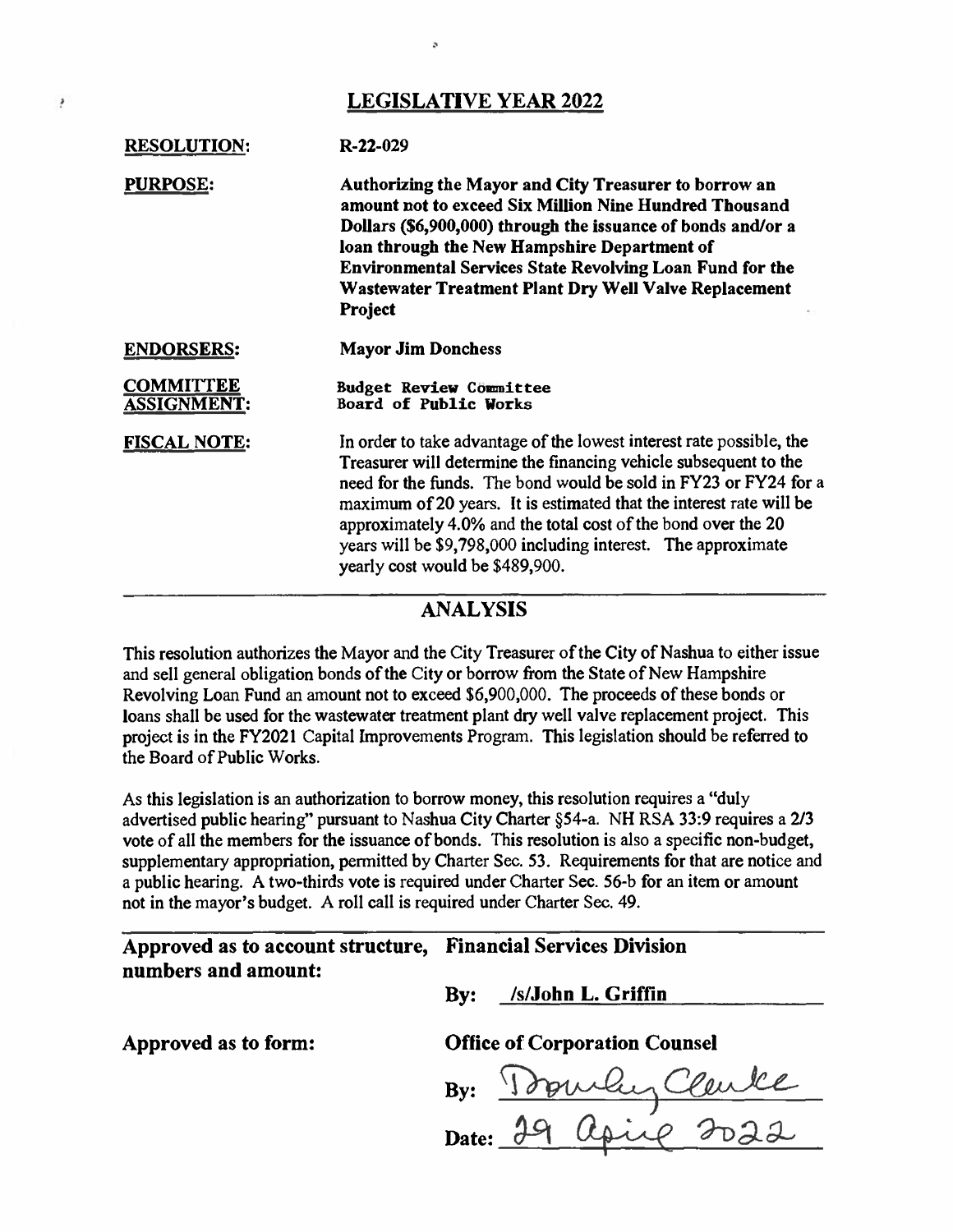# LEGISLATIVE YEAR 2022

**RESOLUTION:** **R-22-029**

**PURPOSE:** **Authorizing the Mayor and City Treasurer to borrow an amount not to exceed Six Million Nine Hundred Thousand Dollars ($6,900,000) through the issuance of bonds and/or a loan through the New Hampshire Department of Environmental Services State Revolving Loan Fund for the Wastewater Treatment Plant Dry Well Valve Replacement Project**

**ENDORSERS:** **Mayor Jim Donchess**

**COMMITTEE ASSIGNMENT:** **Budget Review Committee**
**Board of Public Works**

**FISCAL NOTE:** In order to take advantage of the lowest interest rate possible, the Treasurer will determine the financing vehicle subsequent to the need for the funds. The bond would be sold in FY23 or FY24 for a maximum of 20 years. It is estimated that the interest rate will be approximately 4.0% and the total cost of the bond over the 20 years will be $9,798,000 including interest. The approximate yearly cost would be $489,900.

## ANALYSIS

This resolution authorizes the Mayor and the City Treasurer of the City of Nashua to either issue and sell general obligation bonds of the City or borrow from the State of New Hampshire Revolving Loan Fund an amount not to exceed $6,900,000. The proceeds of these bonds or loans shall be used for the wastewater treatment plant dry well valve replacement project. This project is in the FY2021 Capital Improvements Program. This legislation should be referred to the Board of Public Works.

As this legislation is an authorization to borrow money, this resolution requires a "duly advertised public hearing" pursuant to Nashua City Charter §54-a. NH RSA 33:9 requires a 2/3 vote of all the members for the issuance of bonds. This resolution is also a specific non-budget, supplementary appropriation, permitted by Charter Sec. 53. Requirements for that are notice and a public hearing. A two-thirds vote is required under Charter Sec. 56-b for an item or amount not in the mayor's budget. A roll call is required under Charter Sec. 49.

**Approved as to account structure, numbers and amount:** **Financial Services Division**

By: /s/John L. Griffin

**Approved as to form:** **Office of Corporation Counsel**

By: Dorothy Clarke

Date: 29 April 2022